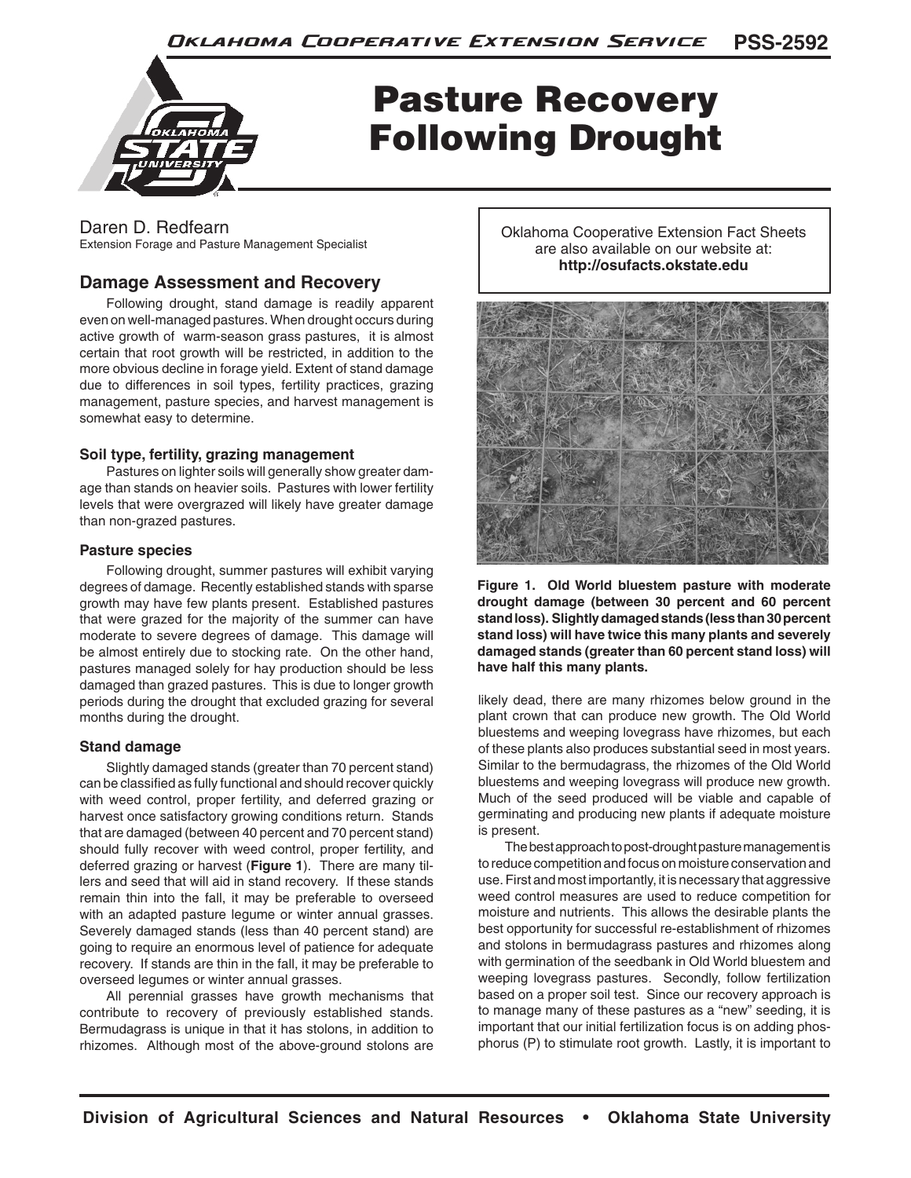# Pasture Recovery Following Drought

Daren D. Redfearn
Extension Forage and Pasture Management Specialist

Oklahoma Cooperative Extension Fact Sheets are also available on our website at: **http://osufacts.okstate.edu**

## Damage Assessment and Recovery

Following drought, stand damage is readily apparent even on well-managed pastures. When drought occurs during active growth of warm-season grass pastures, it is almost certain that root growth will be restricted, in addition to the more obvious decline in forage yield. Extent of stand damage due to differences in soil types, fertility practices, grazing management, pasture species, and harvest management is somewhat easy to determine.

### Soil type, fertility, grazing management

Pastures on lighter soils will generally show greater damage than stands on heavier soils. Pastures with lower fertility levels that were overgrazed will likely have greater damage than non-grazed pastures.

### Pasture species

Following drought, summer pastures will exhibit varying degrees of damage. Recently established stands with sparse growth may have few plants present. Established pastures that were grazed for the majority of the summer can have moderate to severe degrees of damage. This damage will be almost entirely due to stocking rate. On the other hand, pastures managed solely for hay production should be less damaged than grazed pastures. This is due to longer growth periods during the drought that excluded grazing for several months during the drought.

### Stand damage

Slightly damaged stands (greater than 70 percent stand) can be classified as fully functional and should recover quickly with weed control, proper fertility, and deferred grazing or harvest once satisfactory growing conditions return. Stands that are damaged (between 40 percent and 70 percent stand) should fully recover with weed control, proper fertility, and deferred grazing or harvest (**Figure 1**). There are many tillers and seed that will aid in stand recovery. If these stands remain thin into the fall, it may be preferable to overseed with an adapted pasture legume or winter annual grasses. Severely damaged stands (less than 40 percent stand) are going to require an enormous level of patience for adequate recovery. If stands are thin in the fall, it may be preferable to overseed legumes or winter annual grasses.

All perennial grasses have growth mechanisms that contribute to recovery of previously established stands. Bermudagrass is unique in that it has stolons, in addition to rhizomes. Although most of the above-ground stolons are likely dead, there are many rhizomes below ground in the plant crown that can produce new growth. The Old World bluestems and weeping lovegrass have rhizomes, but each of these plants also produces substantial seed in most years. Similar to the bermudagrass, the rhizomes of the Old World bluestems and weeping lovegrass will produce new growth. Much of the seed produced will be viable and capable of germinating and producing new plants if adequate moisture is present.

**Figure 1. Old World bluestem pasture with moderate drought damage (between 30 percent and 60 percent stand loss). Slightly damaged stands (less than 30 percent stand loss) will have twice this many plants and severely damaged stands (greater than 60 percent stand loss) will have half this many plants.**

The best approach to post-drought pasture management is to reduce competition and focus on moisture conservation and use. First and most importantly, it is necessary that aggressive weed control measures are used to reduce competition for moisture and nutrients. This allows the desirable plants the best opportunity for successful re-establishment of rhizomes and stolons in bermudagrass pastures and rhizomes along with germination of the seedbank in Old World bluestem and weeping lovegrass pastures. Secondly, follow fertilization based on a proper soil test. Since our recovery approach is to manage many of these pastures as a "new" seeding, it is important that our initial fertilization focus is on adding phosphorus (P) to stimulate root growth. Lastly, it is important to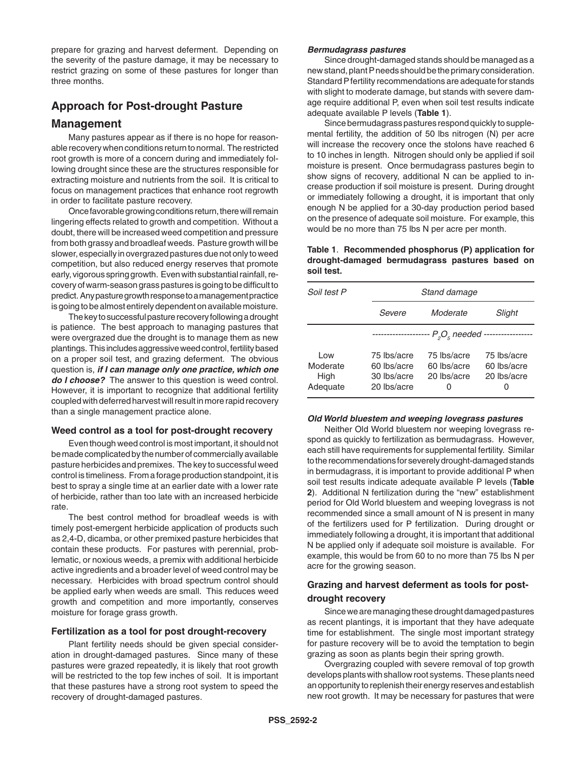prepare for grazing and harvest deferment. Depending on the severity of the pasture damage, it may be necessary to restrict grazing on some of these pastures for longer than three months.

## Approach for Post-drought Pasture Management

Many pastures appear as if there is no hope for reasonable recovery when conditions return to normal. The restricted root growth is more of a concern during and immediately following drought since these are the structures responsible for extracting moisture and nutrients from the soil. It is critical to focus on management practices that enhance root regrowth in order to facilitate pasture recovery.

Once favorable growing conditions return, there will remain lingering effects related to growth and competition. Without a doubt, there will be increased weed competition and pressure from both grassy and broadleaf weeds. Pasture growth will be slower, especially in overgrazed pastures due not only to weed competition, but also reduced energy reserves that promote early, vigorous spring growth. Even with substantial rainfall, recovery of warm-season grass pastures is going to be difficult to predict. Any pasture growth response to a management practice is going to be almost entirely dependent on available moisture.

The key to successful pasture recovery following a drought is patience. The best approach to managing pastures that were overgrazed due the drought is to manage them as new plantings. This includes aggressive weed control, fertility based on a proper soil test, and grazing deferment. The obvious question is, ***if I can manage only one practice, which one do I choose?*** The answer to this question is weed control. However, it is important to recognize that additional fertility coupled with deferred harvest will result in more rapid recovery than a single management practice alone.

### Weed control as a tool for post-drought recovery

Even though weed control is most important, it should not be made complicated by the number of commercially available pasture herbicides and premixes. The key to successful weed control is timeliness. From a forage production standpoint, it is best to spray a single time at an earlier date with a lower rate of herbicide, rather than too late with an increased herbicide rate.

The best control method for broadleaf weeds is with timely post-emergent herbicide application of products such as 2,4-D, dicamba, or other premixed pasture herbicides that contain these products. For pastures with perennial, problematic, or noxious weeds, a premix with additional herbicide active ingredients and a broader level of weed control may be necessary. Herbicides with broad spectrum control should be applied early when weeds are small. This reduces weed growth and competition and more importantly, conserves moisture for forage grass growth.

### Fertilization as a tool for post drought-recovery

Plant fertility needs should be given special consideration in drought-damaged pastures. Since many of these pastures were grazed repeatedly, it is likely that root growth will be restricted to the top few inches of soil. It is important that these pastures have a strong root system to speed the recovery of drought-damaged pastures.

#### *Bermudagrass pastures*

Since drought-damaged stands should be managed as a new stand, plant P needs should be the primary consideration. Standard P fertility recommendations are adequate for stands with slight to moderate damage, but stands with severe damage require additional P, even when soil test results indicate adequate available P levels (**Table 1**).

Since bermudagrass pastures respond quickly to supplemental fertility, the addition of 50 lbs nitrogen (N) per acre will increase the recovery once the stolons have reached 6 to 10 inches in length. Nitrogen should only be applied if soil moisture is present. Once bermudagrass pastures begin to show signs of recovery, additional N can be applied to increase production if soil moisture is present. During drought or immediately following a drought, it is important that only enough N be applied for a 30-day production period based on the presence of adequate soil moisture. For example, this would be no more than 75 lbs N per acre per month.

**Table 1**. **Recommended phosphorus (P) application for drought-damaged bermudagrass pastures based on soil test.**

| *Soil test P* | *Stand damage* | | |
|---|---|---|---|
| | *Severe* | *Moderate* | *Slight* |
| | ---------- $P_2O_5$ *needed* ---------- | | |
| Low | 75 lbs/acre | 75 lbs/acre | 75 lbs/acre |
| Moderate | 60 lbs/acre | 60 lbs/acre | 60 lbs/acre |
| High | 30 lbs/acre | 20 lbs/acre | 20 lbs/acre |
| Adequate | 20 lbs/acre | 0 | 0 |

#### *Old World bluestem and weeping lovegrass pastures*

Neither Old World bluestem nor weeping lovegrass respond as quickly to fertilization as bermudagrass. However, each still have requirements for supplemental fertility. Similar to the recommendations for severely drought-damaged stands in bermudagrass, it is important to provide additional P when soil test results indicate adequate available P levels (**Table 2**). Additional N fertilization during the "new" establishment period for Old World bluestem and weeping lovegrass is not recommended since a small amount of N is present in many of the fertilizers used for P fertilization. During drought or immediately following a drought, it is important that additional N be applied only if adequate soil moisture is available. For example, this would be from 60 to no more than 75 lbs N per acre for the growing season.

### Grazing and harvest deferment as tools for post-drought recovery

Since we are managing these drought damaged pastures as recent plantings, it is important that they have adequate time for establishment. The single most important strategy for pasture recovery will be to avoid the temptation to begin grazing as soon as plants begin their spring growth.

Overgrazing coupled with severe removal of top growth develops plants with shallow root systems. These plants need an opportunity to replenish their energy reserves and establish new root growth. It may be necessary for pastures that were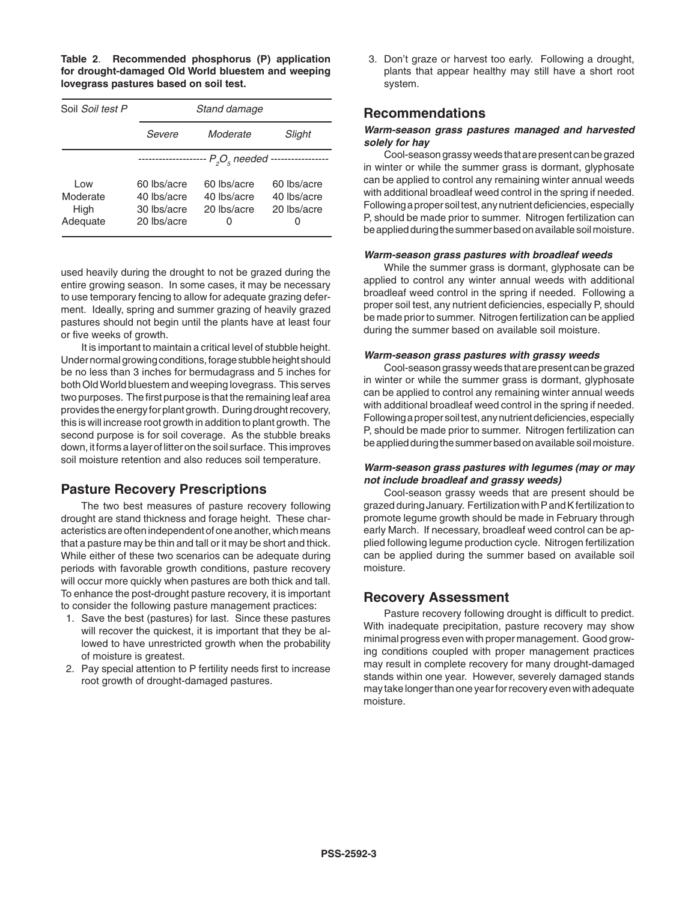**Table 2**. **Recommended phosphorus (P) application for drought-damaged Old World bluestem and weeping lovegrass pastures based on soil test.**

| Soil *Soil test P* | *Stand damage* | | |
|---|---|---|---|
| | *Severe* | *Moderate* | *Slight* |
| | ------------------- $P_2O_5$ *needed* ----------------- | | |
| Low | 60 lbs/acre | 60 lbs/acre | 60 lbs/acre |
| Moderate | 40 lbs/acre | 40 lbs/acre | 40 lbs/acre |
| High | 30 lbs/acre | 20 lbs/acre | 20 lbs/acre |
| Adequate | 20 lbs/acre | 0 | 0 |

used heavily during the drought to not be grazed during the entire growing season. In some cases, it may be necessary to use temporary fencing to allow for adequate grazing deferment. Ideally, spring and summer grazing of heavily grazed pastures should not begin until the plants have at least four or five weeks of growth.

It is important to maintain a critical level of stubble height. Under normal growing conditions, forage stubble height should be no less than 3 inches for bermudagrass and 5 inches for both Old World bluestem and weeping lovegrass. This serves two purposes. The first purpose is that the remaining leaf area provides the energy for plant growth. During drought recovery, this is will increase root growth in addition to plant growth. The second purpose is for soil coverage. As the stubble breaks down, it forms a layer of litter on the soil surface. This improves soil moisture retention and also reduces soil temperature.

## Pasture Recovery Prescriptions

The two best measures of pasture recovery following drought are stand thickness and forage height. These characteristics are often independent of one another, which means that a pasture may be thin and tall or it may be short and thick. While either of these two scenarios can be adequate during periods with favorable growth conditions, pasture recovery will occur more quickly when pastures are both thick and tall. To enhance the post-drought pasture recovery, it is important to consider the following pasture management practices:

1. Save the best (pastures) for last. Since these pastures will recover the quickest, it is important that they be allowed to have unrestricted growth when the probability of moisture is greatest.
2. Pay special attention to P fertility needs first to increase root growth of drought-damaged pastures.
3. Don't graze or harvest too early. Following a drought, plants that appear healthy may still have a short root system.

## Recommendations

#### *Warm-season grass pastures managed and harvested solely for hay*

Cool-season grassy weeds that are present can be grazed in winter or while the summer grass is dormant, glyphosate can be applied to control any remaining winter annual weeds with additional broadleaf weed control in the spring if needed. Following a proper soil test, any nutrient deficiencies, especially P, should be made prior to summer. Nitrogen fertilization can be applied during the summer based on available soil moisture.

#### *Warm-season grass pastures with broadleaf weeds*

While the summer grass is dormant, glyphosate can be applied to control any winter annual weeds with additional broadleaf weed control in the spring if needed. Following a proper soil test, any nutrient deficiencies, especially P, should be made prior to summer. Nitrogen fertilization can be applied during the summer based on available soil moisture.

#### *Warm-season grass pastures with grassy weeds*

Cool-season grassy weeds that are present can be grazed in winter or while the summer grass is dormant, glyphosate can be applied to control any remaining winter annual weeds with additional broadleaf weed control in the spring if needed. Following a proper soil test, any nutrient deficiencies, especially P, should be made prior to summer. Nitrogen fertilization can be applied during the summer based on available soil moisture.

#### *Warm-season grass pastures with legumes (may or may not include broadleaf and grassy weeds)*

Cool-season grassy weeds that are present should be grazed during January. Fertilization with P and K fertilization to promote legume growth should be made in February through early March. If necessary, broadleaf weed control can be applied following legume production cycle. Nitrogen fertilization can be applied during the summer based on available soil moisture.

## Recovery Assessment

Pasture recovery following drought is difficult to predict. With inadequate precipitation, pasture recovery may show minimal progress even with proper management. Good growing conditions coupled with proper management practices may result in complete recovery for many drought-damaged stands within one year. However, severely damaged stands may take longer than one year for recovery even with adequate moisture.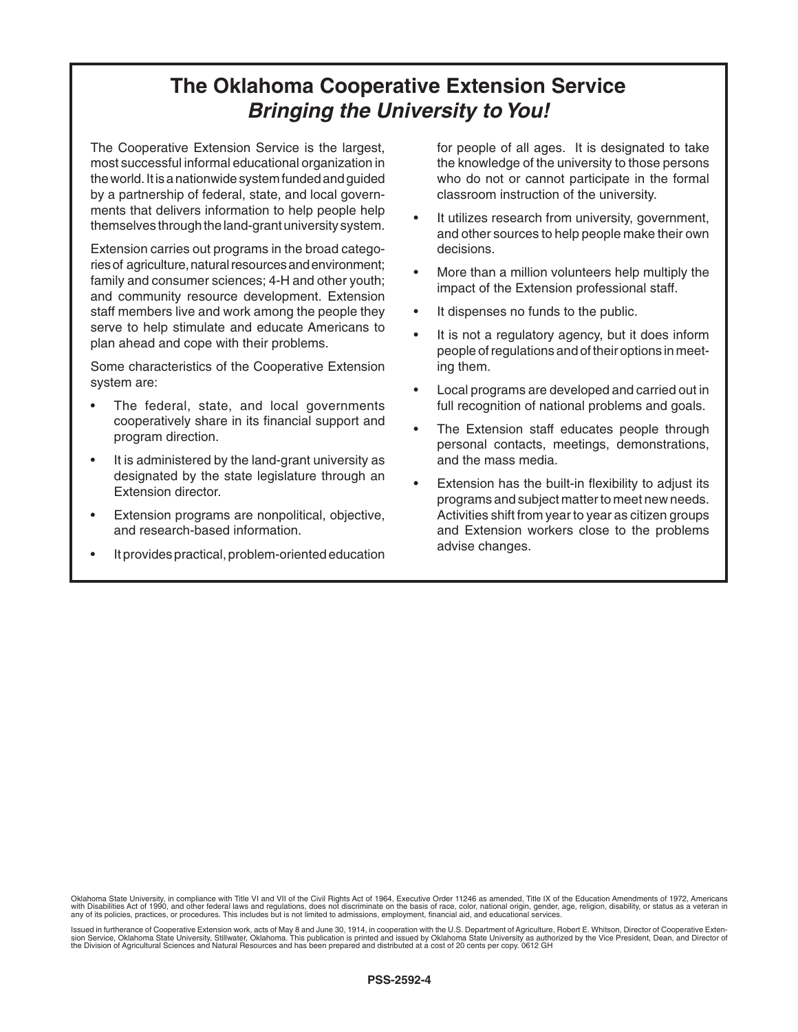# The Oklahoma Cooperative Extension Service

***Bringing the University to You!***

The Cooperative Extension Service is the largest, most successful informal educational organization in the world. It is a nationwide system funded and guided by a partnership of federal, state, and local governments that delivers information to help people help themselves through the land-grant university system.

Extension carries out programs in the broad categories of agriculture, natural resources and environment; family and consumer sciences; 4-H and other youth; and community resource development. Extension staff members live and work among the people they serve to help stimulate and educate Americans to plan ahead and cope with their problems.

Some characteristics of the Cooperative Extension system are:

- The federal, state, and local governments cooperatively share in its financial support and program direction.
- It is administered by the land-grant university as designated by the state legislature through an Extension director.
- Extension programs are nonpolitical, objective, and research-based information.
- It provides practical, problem-oriented education for people of all ages. It is designated to take the knowledge of the university to those persons who do not or cannot participate in the formal classroom instruction of the university.
- It utilizes research from university, government, and other sources to help people make their own decisions.
- More than a million volunteers help multiply the impact of the Extension professional staff.
- It dispenses no funds to the public.
- It is not a regulatory agency, but it does inform people of regulations and of their options in meeting them.
- Local programs are developed and carried out in full recognition of national problems and goals.
- The Extension staff educates people through personal contacts, meetings, demonstrations, and the mass media.
- Extension has the built-in flexibility to adjust its programs and subject matter to meet new needs. Activities shift from year to year as citizen groups and Extension workers close to the problems advise changes.

Oklahoma State University, in compliance with Title VI and VII of the Civil Rights Act of 1964, Executive Order 11246 as amended, Title IX of the Education Amendments of 1972, Americans with Disabilities Act of 1990, and other federal laws and regulations, does not discriminate on the basis of race, color, national origin, gender, age, religion, disability, or status as a veteran in any of its policies, practices, or procedures. This includes but is not limited to admissions, employment, financial aid, and educational services.

Issued in furtherance of Cooperative Extension work, acts of May 8 and June 30, 1914, in cooperation with the U.S. Department of Agriculture, Robert E. Whitson, Director of Cooperative Extension Service, Oklahoma State University, Stillwater, Oklahoma. This publication is printed and issued by Oklahoma State University as authorized by the Vice President, Dean, and Director of the Division of Agricultural Sciences and Natural Resources and has been prepared and distributed at a cost of 20 cents per copy. 0612 GH

**PSS-2592-4**